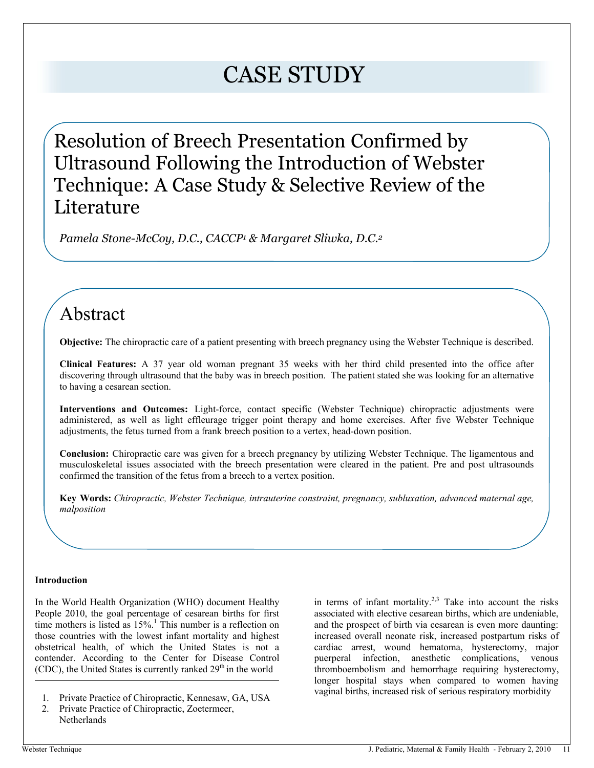# CASE STUDY

## Resolution of Breech Presentation Confirmed by Ultrasound Following the Introduction of Webster Technique: A Case Study & Selective Review of the Literature

*Pamela Stone-McCoy, D.C., CACCP[1] & Margaret Sliwka, D.C.[2]*

## Abstract

**Objective:** The chiropractic care of a patient presenting with breech pregnancy using the Webster Technique is described.

**Clinical Features:** A 37 year old woman pregnant 35 weeks with her third child presented into the office after discovering through ultrasound that the baby was in breech position. The patient stated she was looking for an alternative to having a cesarean section.

**Interventions and Outcomes:** Light-force, contact specific (Webster Technique) chiropractic adjustments were administered, as well as light effleurage trigger point therapy and home exercises. After five Webster Technique adjustments, the fetus turned from a frank breech position to a vertex, head-down position.

**Conclusion:** Chiropractic care was given for a breech pregnancy by utilizing Webster Technique. The ligamentous and musculoskeletal issues associated with the breech presentation were cleared in the patient. Pre and post ultrasounds confirmed the transition of the fetus from a breech to a vertex position.

**Key Words:** *Chiropractic, Webster Technique, intrauterine constraint, pregnancy, subluxation, advanced maternal age, malposition*

### Introduction

In the World Health Organization (WHO) document Healthy People 2010, the goal percentage of cesarean births for first time mothers is listed as 15%.[1] This number is a reflection on those countries with the lowest infant mortality and highest obstetrical health, of which the United States is not a contender. According to the Center for Disease Control (CDC), the United States is currently ranked 29th in the world in terms of infant mortality.[2,3] Take into account the risks associated with elective cesarean births, which are undeniable, and the prospect of birth via cesarean is even more daunting: increased overall neonate risk, increased postpartum risks of cardiac arrest, wound hematoma, hysterectomy, major puerperal infection, anesthetic complications, venous thromboembolism and hemorrhage requiring hysterectomy, longer hospital stays when compared to women having vaginal births, increased risk of serious respiratory morbidity

1. Private Practice of Chiropractic, Kennesaw, GA, USA
2. Private Practice of Chiropractic, Zoetermeer, Netherlands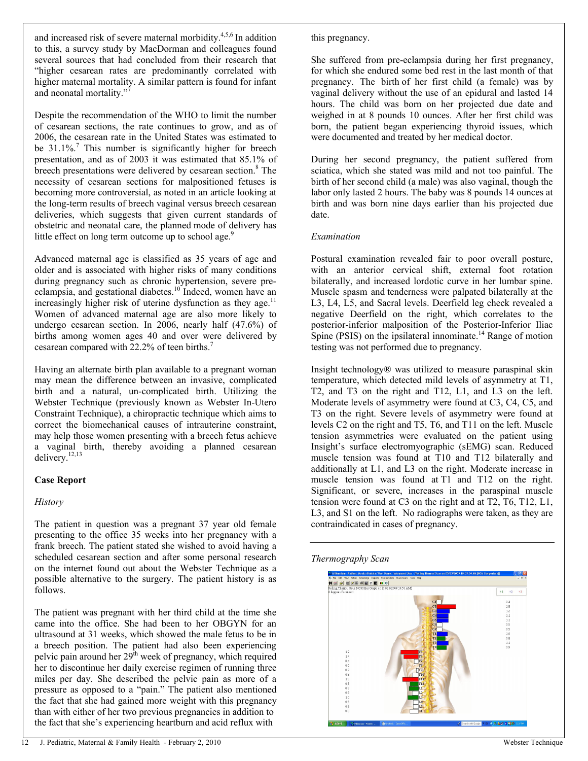and increased risk of severe maternal morbidity.[4,5,6] In addition to this, a survey study by MacDorman and colleagues found several sources that had concluded from their research that "higher cesarean rates are predominantly correlated with higher maternal mortality. A similar pattern is found for infant and neonatal mortality."[7]

Despite the recommendation of the WHO to limit the number of cesarean sections, the rate continues to grow, and as of 2006, the cesarean rate in the United States was estimated to be 31.1%.[7] This number is significantly higher for breech presentation, and as of 2003 it was estimated that 85.1% of breech presentations were delivered by cesarean section.[8] The necessity of cesarean sections for malpositioned fetuses is becoming more controversial, as noted in an article looking at the long-term results of breech vaginal versus breech cesarean deliveries, which suggests that given current standards of obstetric and neonatal care, the planned mode of delivery has little effect on long term outcome up to school age.[9]

Advanced maternal age is classified as 35 years of age and older and is associated with higher risks of many conditions during pregnancy such as chronic hypertension, severe pre-eclampsia, and gestational diabetes.[10] Indeed, women have an increasingly higher risk of uterine dysfunction as they age.[11] Women of advanced maternal age are also more likely to undergo cesarean section. In 2006, nearly half (47.6%) of births among women ages 40 and over were delivered by cesarean compared with 22.2% of teen births.[7]

Having an alternate birth plan available to a pregnant woman may mean the difference between an invasive, complicated birth and a natural, un-complicated birth. Utilizing the Webster Technique (previously known as Webster In-Utero Constraint Technique), a chiropractic technique which aims to correct the biomechanical causes of intrauterine constraint, may help those women presenting with a breech fetus achieve a vaginal birth, thereby avoiding a planned cesarean delivery.[12,13]

## Case Report

*History*

The patient in question was a pregnant 37 year old female presenting to the office 35 weeks into her pregnancy with a frank breech. The patient stated she wished to avoid having a scheduled cesarean section and after some personal research on the internet found out about the Webster Technique as a possible alternative to the surgery. The patient history is as follows.

The patient was pregnant with her third child at the time she came into the office. She had been to her OBGYN for an ultrasound at 31 weeks, which showed the male fetus to be in a breech position. The patient had also been experiencing pelvic pain around her 29th week of pregnancy, which required her to discontinue her daily exercise regimen of running three miles per day. She described the pelvic pain as more of a pressure as opposed to a "pain." The patient also mentioned the fact that she had gained more weight with this pregnancy than with either of her two previous pregnancies in addition to the fact that she's experiencing heartburn and acid reflux with this pregnancy.

She suffered from pre-eclampsia during her first pregnancy, for which she endured some bed rest in the last month of that pregnancy. The birth of her first child (a female) was by vaginal delivery without the use of an epidural and lasted 14 hours. The child was born on her projected due date and weighed in at 8 pounds 10 ounces. After her first child was born, the patient began experiencing thyroid issues, which were documented and treated by her medical doctor.

During her second pregnancy, the patient suffered from sciatica, which she stated was mild and not too painful. The birth of her second child (a male) was also vaginal, though the labor only lasted 2 hours. The baby was 8 pounds 14 ounces at birth and was born nine days earlier than his projected due date.

*Examination*

Postural examination revealed fair to poor overall posture, with an anterior cervical shift, external foot rotation bilaterally, and increased lordotic curve in her lumbar spine. Muscle spasm and tenderness were palpated bilaterally at the L3, L4, L5, and Sacral levels. Deerfield leg check revealed a negative Deerfield on the right, which correlates to the posterior-inferior malposition of the Posterior-Inferior Iliac Spine (PSIS) on the ipsilateral innominate.[14] Range of motion testing was not performed due to pregnancy.

Insight technology® was utilized to measure paraspinal skin temperature, which detected mild levels of asymmetry at T1, T2, and T3 on the right and T12, L1, and L3 on the left. Moderate levels of asymmetry were found at C3, C4, C5, and T3 on the right. Severe levels of asymmetry were found at levels C2 on the right and T5, T6, and T11 on the left. Muscle tension asymmetries were evaluated on the patient using Insight's surface electromyographic (sEMG) scan. Reduced muscle tension was found at T10 and T12 bilaterally and additionally at L1, and L3 on the right. Moderate increase in muscle tension was found at T1 and T12 on the right. Significant, or severe, increases in the paraspinal muscle tension were found at C3 on the right and at T2, T6, T12, L1, L3, and S1 on the left. No radiographs were taken, as they are contraindicated in cases of pregnancy.

*Thermography Scan*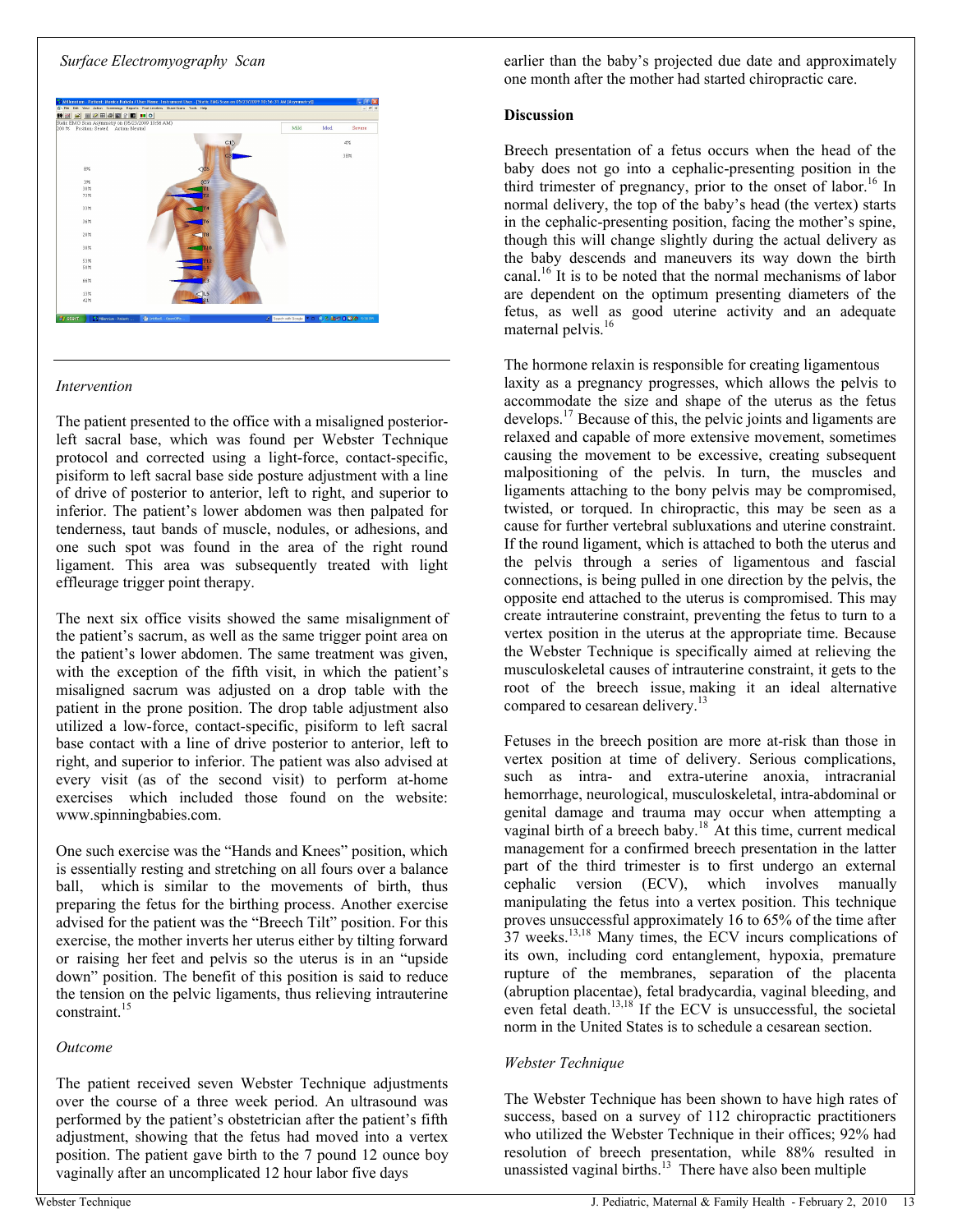*Surface Electromyography Scan*

*Intervention*

The patient presented to the office with a misaligned posterior-left sacral base, which was found per Webster Technique protocol and corrected using a light-force, contact-specific, pisiform to left sacral base side posture adjustment with a line of drive of posterior to anterior, left to right, and superior to inferior. The patient's lower abdomen was then palpated for tenderness, taut bands of muscle, nodules, or adhesions, and one such spot was found in the area of the right round ligament. This area was subsequently treated with light effleurage trigger point therapy.

The next six office visits showed the same misalignment of the patient's sacrum, as well as the same trigger point area on the patient's lower abdomen. The same treatment was given, with the exception of the fifth visit, in which the patient's misaligned sacrum was adjusted on a drop table with the patient in the prone position. The drop table adjustment also utilized a low-force, contact-specific, pisiform to left sacral base contact with a line of drive posterior to anterior, left to right, and superior to inferior. The patient was also advised at every visit (as of the second visit) to perform at-home exercises which included those found on the website: www.spinningbabies.com.

One such exercise was the "Hands and Knees" position, which is essentially resting and stretching on all fours over a balance ball, which is similar to the movements of birth, thus preparing the fetus for the birthing process. Another exercise advised for the patient was the "Breech Tilt" position. For this exercise, the mother inverts her uterus either by tilting forward or raising her feet and pelvis so the uterus is in an "upside down" position. The benefit of this position is said to reduce the tension on the pelvic ligaments, thus relieving intrauterine constraint.[15]

*Outcome*

The patient received seven Webster Technique adjustments over the course of a three week period. An ultrasound was performed by the patient's obstetrician after the patient's fifth adjustment, showing that the fetus had moved into a vertex position. The patient gave birth to the 7 pound 12 ounce boy vaginally after an uncomplicated 12 hour labor five days earlier than the baby's projected due date and approximately one month after the mother had started chiropractic care.

**Discussion**

Breech presentation of a fetus occurs when the head of the baby does not go into a cephalic-presenting position in the third trimester of pregnancy, prior to the onset of labor.[16] In normal delivery, the top of the baby's head (the vertex) starts in the cephalic-presenting position, facing the mother's spine, though this will change slightly during the actual delivery as the baby descends and maneuvers its way down the birth canal.[16] It is to be noted that the normal mechanisms of labor are dependent on the optimum presenting diameters of the fetus, as well as good uterine activity and an adequate maternal pelvis.[16]

The hormone relaxin is responsible for creating ligamentous laxity as a pregnancy progresses, which allows the pelvis to accommodate the size and shape of the uterus as the fetus develops.[17] Because of this, the pelvic joints and ligaments are relaxed and capable of more extensive movement, sometimes causing the movement to be excessive, creating subsequent malpositioning of the pelvis. In turn, the muscles and ligaments attaching to the bony pelvis may be compromised, twisted, or torqued. In chiropractic, this may be seen as a cause for further vertebral subluxations and uterine constraint. If the round ligament, which is attached to both the uterus and the pelvis through a series of ligamentous and fascial connections, is being pulled in one direction by the pelvis, the opposite end attached to the uterus is compromised. This may create intrauterine constraint, preventing the fetus to turn to a vertex position in the uterus at the appropriate time. Because the Webster Technique is specifically aimed at relieving the musculoskeletal causes of intrauterine constraint, it gets to the root of the breech issue, making it an ideal alternative compared to cesarean delivery.[13]

Fetuses in the breech position are more at-risk than those in vertex position at time of delivery. Serious complications, such as intra- and extra-uterine anoxia, intracranial hemorrhage, neurological, musculoskeletal, intra-abdominal or genital damage and trauma may occur when attempting a vaginal birth of a breech baby.[18] At this time, current medical management for a confirmed breech presentation in the latter part of the third trimester is to first undergo an external cephalic version (ECV), which involves manually manipulating the fetus into a vertex position. This technique proves unsuccessful approximately 16 to 65% of the time after 37 weeks.[13,18] Many times, the ECV incurs complications of its own, including cord entanglement, hypoxia, premature rupture of the membranes, separation of the placenta (abruption placentae), fetal bradycardia, vaginal bleeding, and even fetal death.[13,18] If the ECV is unsuccessful, the societal norm in the United States is to schedule a cesarean section.

*Webster Technique*

The Webster Technique has been shown to have high rates of success, based on a survey of 112 chiropractic practitioners who utilized the Webster Technique in their offices; 92% had resolution of breech presentation, while 88% resulted in unassisted vaginal births.[13] There have also been multiple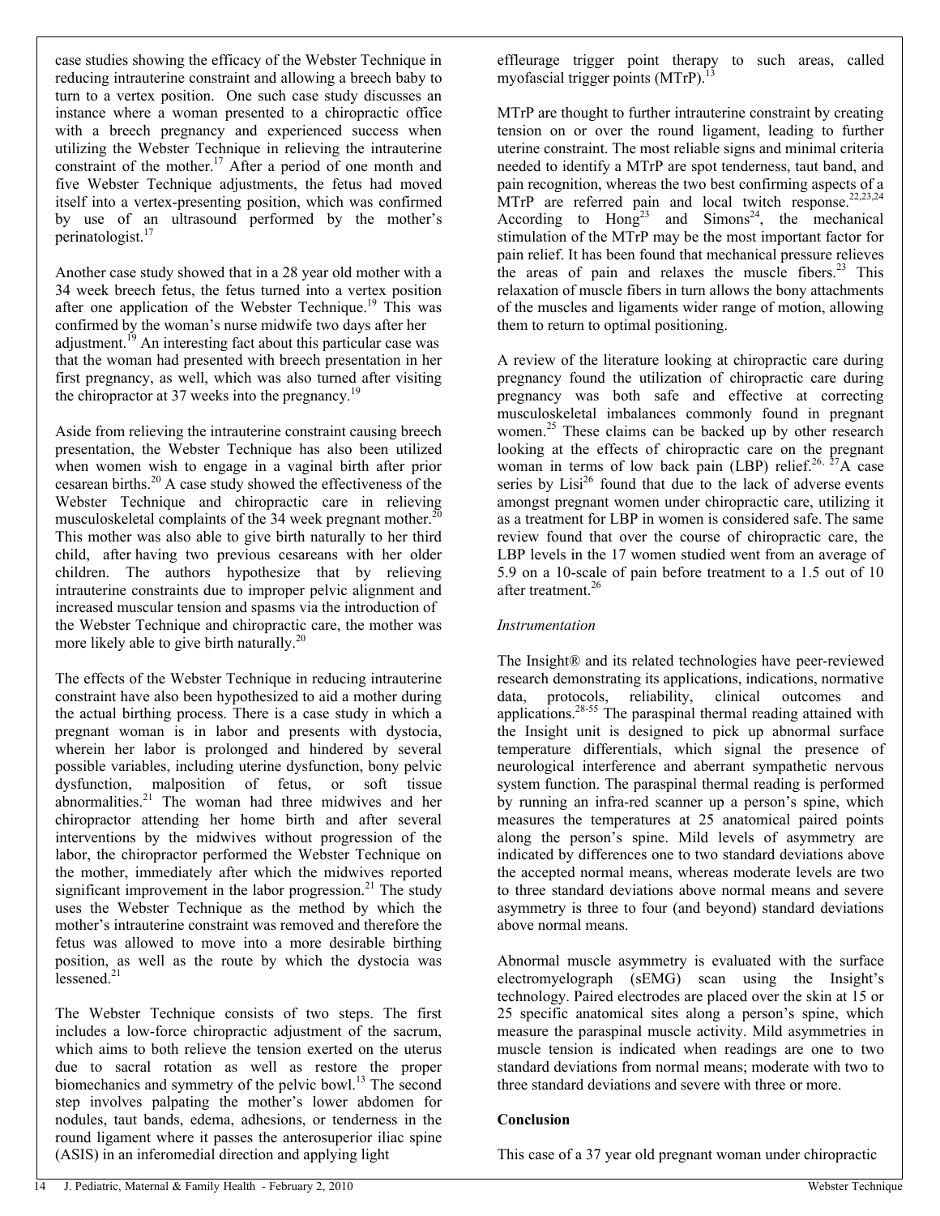case studies showing the efficacy of the Webster Technique in reducing intrauterine constraint and allowing a breech baby to turn to a vertex position. One such case study discusses an instance where a woman presented to a chiropractic office with a breech pregnancy and experienced success when utilizing the Webster Technique in relieving the intrauterine constraint of the mother.[17] After a period of one month and five Webster Technique adjustments, the fetus had moved itself into a vertex-presenting position, which was confirmed by use of an ultrasound performed by the mother's perinatologist.[17]

Another case study showed that in a 28 year old mother with a 34 week breech fetus, the fetus turned into a vertex position after one application of the Webster Technique.[19] This was confirmed by the woman's nurse midwife two days after her adjustment.[19] An interesting fact about this particular case was that the woman had presented with breech presentation in her first pregnancy, as well, which was also turned after visiting the chiropractor at 37 weeks into the pregnancy.[19]

Aside from relieving the intrauterine constraint causing breech presentation, the Webster Technique has also been utilized when women wish to engage in a vaginal birth after prior cesarean births.[20] A case study showed the effectiveness of the Webster Technique and chiropractic care in relieving musculoskeletal complaints of the 34 week pregnant mother.[20] This mother was also able to give birth naturally to her third child, after having two previous cesareans with her older children. The authors hypothesize that by relieving intrauterine constraints due to improper pelvic alignment and increased muscular tension and spasms via the introduction of the Webster Technique and chiropractic care, the mother was more likely able to give birth naturally.[20]

The effects of the Webster Technique in reducing intrauterine constraint have also been hypothesized to aid a mother during the actual birthing process. There is a case study in which a pregnant woman is in labor and presents with dystocia, wherein her labor is prolonged and hindered by several possible variables, including uterine dysfunction, bony pelvic dysfunction, malposition of fetus, or soft tissue abnormalities.[21] The woman had three midwives and her chiropractor attending her home birth and after several interventions by the midwives without progression of the labor, the chiropractor performed the Webster Technique on the mother, immediately after which the midwives reported significant improvement in the labor progression.[21] The study uses the Webster Technique as the method by which the mother's intrauterine constraint was removed and therefore the fetus was allowed to move into a more desirable birthing position, as well as the route by which the dystocia was lessened.[21]

The Webster Technique consists of two steps. The first includes a low-force chiropractic adjustment of the sacrum, which aims to both relieve the tension exerted on the uterus due to sacral rotation as well as restore the proper biomechanics and symmetry of the pelvic bowl.[13] The second step involves palpating the mother's lower abdomen for nodules, taut bands, edema, adhesions, or tenderness in the round ligament where it passes the anterosuperior iliac spine (ASIS) in an inferomedial direction and applying light effleurage trigger point therapy to such areas, called myofascial trigger points (MTrP).[13]

MTrP are thought to further intrauterine constraint by creating tension on or over the round ligament, leading to further uterine constraint. The most reliable signs and minimal criteria needed to identify a MTrP are spot tenderness, taut band, and pain recognition, whereas the two best confirming aspects of a MTrP are referred pain and local twitch response.[22,23,24] According to Hong[23] and Simons[24], the mechanical stimulation of the MTrP may be the most important factor for pain relief. It has been found that mechanical pressure relieves the areas of pain and relaxes the muscle fibers.[23] This relaxation of muscle fibers in turn allows the bony attachments of the muscles and ligaments wider range of motion, allowing them to return to optimal positioning.

A review of the literature looking at chiropractic care during pregnancy found the utilization of chiropractic care during pregnancy was both safe and effective at correcting musculoskeletal imbalances commonly found in pregnant women.[25] These claims can be backed up by other research looking at the effects of chiropractic care on the pregnant woman in terms of low back pain (LBP) relief.[26, 27] A case series by Lisi[26] found that due to the lack of adverse events amongst pregnant women under chiropractic care, utilizing it as a treatment for LBP in women is considered safe. The same review found that over the course of chiropractic care, the LBP levels in the 17 women studied went from an average of 5.9 on a 10-scale of pain before treatment to a 1.5 out of 10 after treatment.[26]

*Instrumentation*

The Insight® and its related technologies have peer-reviewed research demonstrating its applications, indications, normative data, protocols, reliability, clinical outcomes and applications.[28-55] The paraspinal thermal reading attained with the Insight unit is designed to pick up abnormal surface temperature differentials, which signal the presence of neurological interference and aberrant sympathetic nervous system function. The paraspinal thermal reading is performed by running an infra-red scanner up a person's spine, which measures the temperatures at 25 anatomical paired points along the person's spine. Mild levels of asymmetry are indicated by differences one to two standard deviations above the accepted normal means, whereas moderate levels are two to three standard deviations above normal means and severe asymmetry is three to four (and beyond) standard deviations above normal means.

Abnormal muscle asymmetry is evaluated with the surface electromyelograph (sEMG) scan using the Insight's technology. Paired electrodes are placed over the skin at 15 or 25 specific anatomical sites along a person's spine, which measure the paraspinal muscle activity. Mild asymmetries in muscle tension is indicated when readings are one to two standard deviations from normal means; moderate with two to three standard deviations and severe with three or more.

**Conclusion**

This case of a 37 year old pregnant woman under chiropractic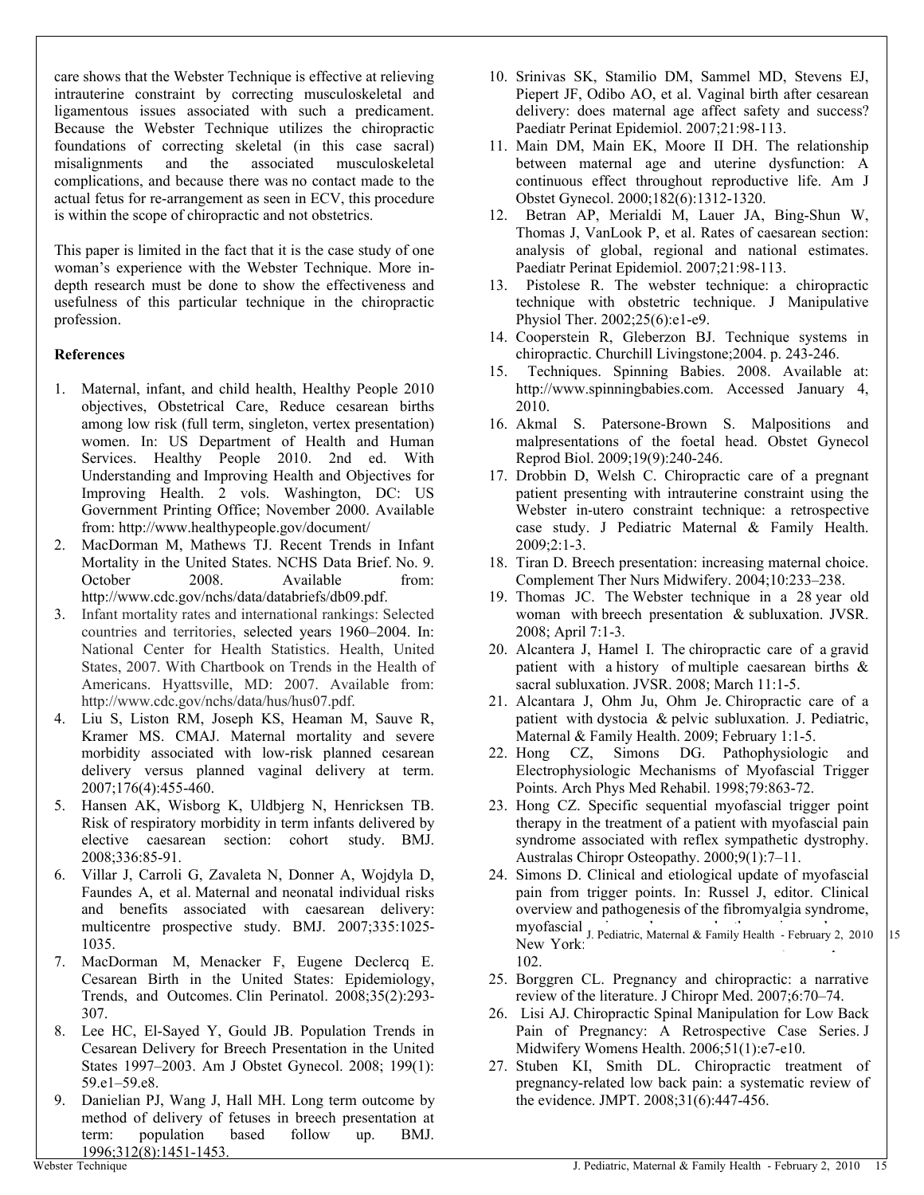care shows that the Webster Technique is effective at relieving intrauterine constraint by correcting musculoskeletal and ligamentous issues associated with such a predicament. Because the Webster Technique utilizes the chiropractic foundations of correcting skeletal (in this case sacral) misalignments and the associated musculoskeletal complications, and because there was no contact made to the actual fetus for re-arrangement as seen in ECV, this procedure is within the scope of chiropractic and not obstetrics.

This paper is limited in the fact that it is the case study of one woman's experience with the Webster Technique. More in-depth research must be done to show the effectiveness and usefulness of this particular technique in the chiropractic profession.

**References**

1. Maternal, infant, and child health, Healthy People 2010 objectives, Obstetrical Care, Reduce cesarean births among low risk (full term, singleton, vertex presentation) women. In: US Department of Health and Human Services. Healthy People 2010. 2nd ed. With Understanding and Improving Health and Objectives for Improving Health. 2 vols. Washington, DC: US Government Printing Office; November 2000. Available from: http://www.healthypeople.gov/document/
2. MacDorman M, Mathews TJ. Recent Trends in Infant Mortality in the United States. NCHS Data Brief. No. 9. October 2008. Available from: http://www.cdc.gov/nchs/data/databriefs/db09.pdf.
3. Infant mortality rates and international rankings: Selected countries and territories, selected years 1960–2004. In: National Center for Health Statistics. Health, United States, 2007. With Chartbook on Trends in the Health of Americans. Hyattsville, MD: 2007. Available from: http://www.cdc.gov/nchs/data/hus/hus07.pdf.
4. Liu S, Liston RM, Joseph KS, Heaman M, Sauve R, Kramer MS. CMAJ. Maternal mortality and severe morbidity associated with low-risk planned cesarean delivery versus planned vaginal delivery at term. 2007;176(4):455-460.
5. Hansen AK, Wisborg K, Uldbjerg N, Henricksen TB. Risk of respiratory morbidity in term infants delivered by elective caesarean section: cohort study. BMJ. 2008;336:85-91.
6. Villar J, Carroli G, Zavaleta N, Donner A, Wojdyla D, Faundes A, et al. Maternal and neonatal individual risks and benefits associated with caesarean delivery: multicentre prospective study. BMJ. 2007;335:1025-1035.
7. MacDorman M, Menacker F, Eugene Declercq E. Cesarean Birth in the United States: Epidemiology, Trends, and Outcomes. Clin Perinatol. 2008;35(2):293-307.
8. Lee HC, El-Sayed Y, Gould JB. Population Trends in Cesarean Delivery for Breech Presentation in the United States 1997–2003. Am J Obstet Gynecol. 2008; 199(1): 59.e1–59.e8.
9. Danielian PJ, Wang J, Hall MH. Long term outcome by method of delivery of fetuses in breech presentation at term: population based follow up. BMJ. 1996;312(8):1451-1453.
10. Srinivas SK, Stamilio DM, Sammel MD, Stevens EJ, Piepert JF, Odibo AO, et al. Vaginal birth after cesarean delivery: does maternal age affect safety and success? Paediatr Perinat Epidemiol. 2007;21:98-113.
11. Main DM, Main EK, Moore II DH. The relationship between maternal age and uterine dysfunction: A continuous effect throughout reproductive life. Am J Obstet Gynecol. 2000;182(6):1312-1320.
12. Betran AP, Merialdi M, Lauer JA, Bing-Shun W, Thomas J, VanLook P, et al. Rates of caesarean section: analysis of global, regional and national estimates. Paediatr Perinat Epidemiol. 2007;21:98-113.
13. Pistolese R. The webster technique: a chiropractic technique with obstetric technique. J Manipulative Physiol Ther. 2002;25(6):e1-e9.
14. Cooperstein R, Gleberzon BJ. Technique systems in chiropractic. Churchill Livingstone;2004. p. 243-246.
15. Techniques. Spinning Babies. 2008. Available at: http://www.spinningbabies.com. Accessed January 4, 2010.
16. Akmal S. Patersone-Brown S. Malpositions and malpresentations of the foetal head. Obstet Gynecol Reprod Biol. 2009;19(9):240-246.
17. Drobbin D, Welsh C. Chiropractic care of a pregnant patient presenting with intrauterine constraint using the Webster in-utero constraint technique: a retrospective case study. J Pediatric Maternal & Family Health. 2009;2:1-3.
18. Tiran D. Breech presentation: increasing maternal choice. Complement Ther Nurs Midwifery. 2004;10:233–238.
19. Thomas JC. The Webster technique in a 28 year old woman with breech presentation & subluxation. JVSR. 2008; April 7:1-3.
20. Alcantera J, Hamel I. The chiropractic care of a gravid patient with a history of multiple caesarean births & sacral subluxation. JVSR. 2008; March 11:1-5.
21. Alcantara J, Ohm Ju, Ohm Je. Chiropractic care of a patient with dystocia & pelvic subluxation. J. Pediatric, Maternal & Family Health. 2009; February 1:1-5.
22. Hong CZ, Simons DG. Pathophysiologic and Electrophysiologic Mechanisms of Myofascial Trigger Points. Arch Phys Med Rehabil. 1998;79:863-72.
23. Hong CZ. Specific sequential myofascial trigger point therapy in the treatment of a patient with myofascial pain syndrome associated with reflex sympathetic dystrophy. Australas Chiropr Osteopathy. 2000;9(1):7–11.
24. Simons D. Clinical and etiological update of myofascial pain from trigger points. In: Russel J, editor. Clinical overview and pathogenesis of the fibromyalgia syndrome, myofascial ... New York: ... 102.
25. Borggren CL. Pregnancy and chiropractic: a narrative review of the literature. J Chiropr Med. 2007;6:70–74.
26. Lisi AJ. Chiropractic Spinal Manipulation for Low Back Pain of Pregnancy: A Retrospective Case Series. J Midwifery Womens Health. 2006;51(1):e7-e10.
27. Stuben KI, Smith DL. Chiropractic treatment of pregnancy-related low back pain: a systematic review of the evidence. JMPT. 2008;31(6):447-456.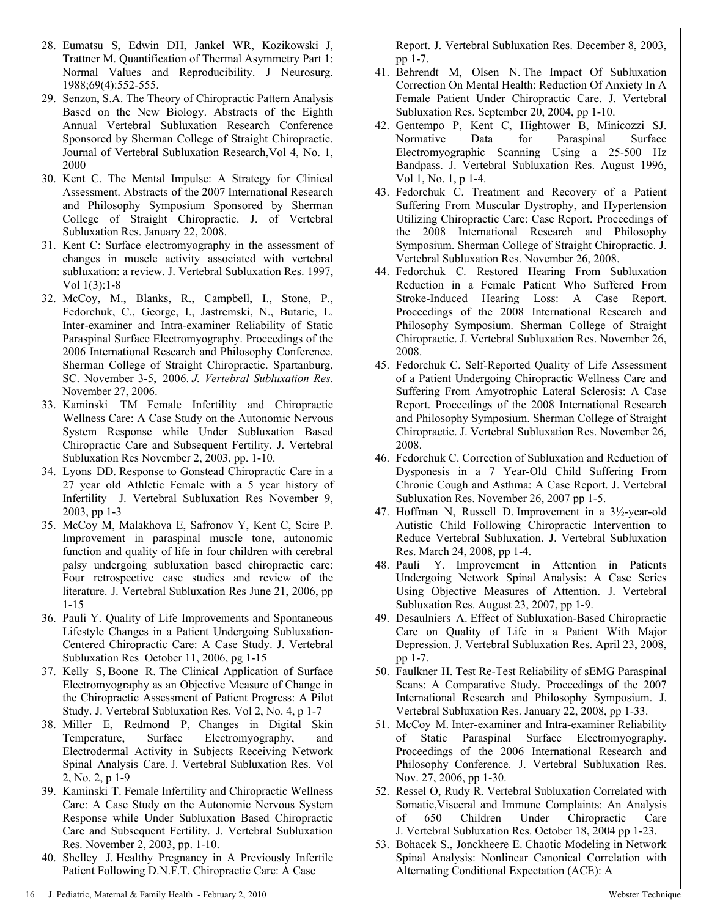28. Eumatsu S, Edwin DH, Jankel WR, Kozikowski J, Trattner M. Quantification of Thermal Asymmetry Part 1: Normal Values and Reproducibility. J Neurosurg. 1988;69(4):552-555.
29. Senzon, S.A. The Theory of Chiropractic Pattern Analysis Based on the New Biology. Abstracts of the Eighth Annual Vertebral Subluxation Research Conference Sponsored by Sherman College of Straight Chiropractic. Journal of Vertebral Subluxation Research,Vol 4, No. 1, 2000
30. Kent C. The Mental Impulse: A Strategy for Clinical Assessment. Abstracts of the 2007 International Research and Philosophy Symposium Sponsored by Sherman College of Straight Chiropractic. J. of Vertebral Subluxation Res. January 22, 2008.
31. Kent C: Surface electromyography in the assessment of changes in muscle activity associated with vertebral subluxation: a review. J. Vertebral Subluxation Res. 1997, Vol 1(3):1-8
32. McCoy, M., Blanks, R., Campbell, I., Stone, P., Fedorchuk, C., George, I., Jastremski, N., Butaric, L. Inter-examiner and Intra-examiner Reliability of Static Paraspinal Surface Electromyography. Proceedings of the 2006 International Research and Philosophy Conference. Sherman College of Straight Chiropractic. Spartanburg, SC. November 3-5, 2006. *J. Vertebral Subluxation Res.* November 27, 2006.
33. Kaminski TM Female Infertility and Chiropractic Wellness Care: A Case Study on the Autonomic Nervous System Response while Under Subluxation Based Chiropractic Care and Subsequent Fertility. J. Vertebral Subluxation Res November 2, 2003, pp. 1-10.
34. Lyons DD. Response to Gonstead Chiropractic Care in a 27 year old Athletic Female with a 5 year history of Infertility J. Vertebral Subluxation Res November 9, 2003, pp 1-3
35. McCoy M, Malakhova E, Safronov Y, Kent C, Scire P. Improvement in paraspinal muscle tone, autonomic function and quality of life in four children with cerebral palsy undergoing subluxation based chiropractic care: Four retrospective case studies and review of the literature. J. Vertebral Subluxation Res June 21, 2006, pp 1-15
36. Pauli Y. Quality of Life Improvements and Spontaneous Lifestyle Changes in a Patient Undergoing Subluxation-Centered Chiropractic Care: A Case Study. J. Vertebral Subluxation Res October 11, 2006, pg 1-15
37. Kelly S, Boone R. The Clinical Application of Surface Electromyography as an Objective Measure of Change in the Chiropractic Assessment of Patient Progress: A Pilot Study. J. Vertebral Subluxation Res. Vol 2, No. 4, p 1-7
38. Miller E, Redmond P, Changes in Digital Skin Temperature, Surface Electromyography, and Electrodermal Activity in Subjects Receiving Network Spinal Analysis Care. J. Vertebral Subluxation Res. Vol 2, No. 2, p 1-9
39. Kaminski T. Female Infertility and Chiropractic Wellness Care: A Case Study on the Autonomic Nervous System Response while Under Subluxation Based Chiropractic Care and Subsequent Fertility. J. Vertebral Subluxation Res. November 2, 2003, pp. 1-10.
40. Shelley J. Healthy Pregnancy in A Previously Infertile Patient Following D.N.F.T. Chiropractic Care: A Case Report. J. Vertebral Subluxation Res. December 8, 2003, pp 1-7.
41. Behrendt M, Olsen N. The Impact Of Subluxation Correction On Mental Health: Reduction Of Anxiety In A Female Patient Under Chiropractic Care. J. Vertebral Subluxation Res. September 20, 2004, pp 1-10.
42. Gentempo P, Kent C, Hightower B, Minicozzi SJ. Normative Data for Paraspinal Surface Electromyographic Scanning Using a 25-500 Hz Bandpass. J. Vertebral Subluxation Res. August 1996, Vol 1, No. 1, p 1-4.
43. Fedorchuk C. Treatment and Recovery of a Patient Suffering From Muscular Dystrophy, and Hypertension Utilizing Chiropractic Care: Case Report. Proceedings of the 2008 International Research and Philosophy Symposium. Sherman College of Straight Chiropractic. J. Vertebral Subluxation Res. November 26, 2008.
44. Fedorchuk C. Restored Hearing From Subluxation Reduction in a Female Patient Who Suffered From Stroke-Induced Hearing Loss: A Case Report. Proceedings of the 2008 International Research and Philosophy Symposium. Sherman College of Straight Chiropractic. J. Vertebral Subluxation Res. November 26, 2008.
45. Fedorchuk C. Self-Reported Quality of Life Assessment of a Patient Undergoing Chiropractic Wellness Care and Suffering From Amyotrophic Lateral Sclerosis: A Case Report. Proceedings of the 2008 International Research and Philosophy Symposium. Sherman College of Straight Chiropractic. J. Vertebral Subluxation Res. November 26, 2008.
46. Fedorchuk C. Correction of Subluxation and Reduction of Dysponesis in a 7 Year-Old Child Suffering From Chronic Cough and Asthma: A Case Report. J. Vertebral Subluxation Res. November 26, 2007 pp 1-5.
47. Hoffman N, Russell D. Improvement in a 3½-year-old Autistic Child Following Chiropractic Intervention to Reduce Vertebral Subluxation. J. Vertebral Subluxation Res. March 24, 2008, pp 1-4.
48. Pauli Y. Improvement in Attention in Patients Undergoing Network Spinal Analysis: A Case Series Using Objective Measures of Attention. J. Vertebral Subluxation Res. August 23, 2007, pp 1-9.
49. Desaulniers A. Effect of Subluxation-Based Chiropractic Care on Quality of Life in a Patient With Major Depression. J. Vertebral Subluxation Res. April 23, 2008, pp 1-7.
50. Faulkner H. Test Re-Test Reliability of sEMG Paraspinal Scans: A Comparative Study. Proceedings of the 2007 International Research and Philosophy Symposium. J. Vertebral Subluxation Res. January 22, 2008, pp 1-33.
51. McCoy M. Inter-examiner and Intra-examiner Reliability of Static Paraspinal Surface Electromyography. Proceedings of the 2006 International Research and Philosophy Conference. J. Vertebral Subluxation Res. Nov. 27, 2006, pp 1-30.
52. Ressel O, Rudy R. Vertebral Subluxation Correlated with Somatic,Visceral and Immune Complaints: An Analysis of 650 Children Under Chiropractic Care J. Vertebral Subluxation Res. October 18, 2004 pp 1-23.
53. Bohacek S., Jonckheere E. Chaotic Modeling in Network Spinal Analysis: Nonlinear Canonical Correlation with Alternating Conditional Expectation (ACE): A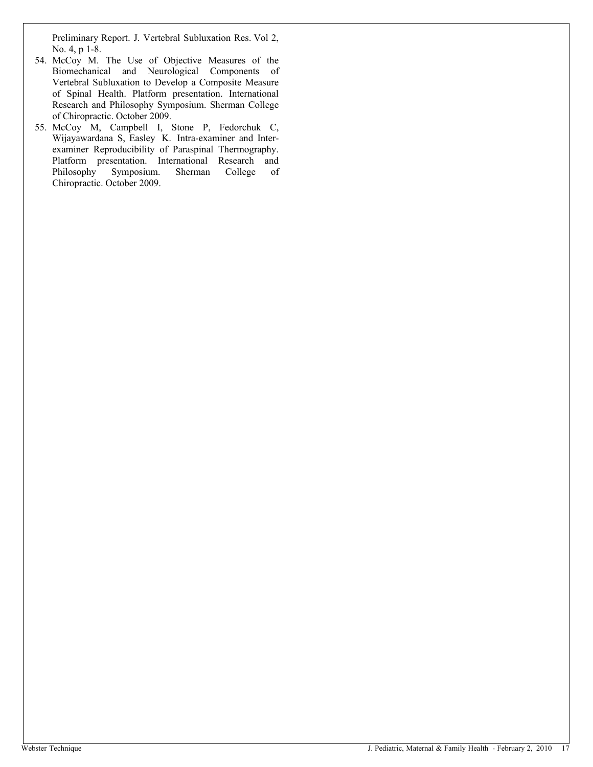Preliminary Report. J. Vertebral Subluxation Res. Vol 2, No. 4, p 1-8.

54. McCoy M. The Use of Objective Measures of the Biomechanical and Neurological Components of Vertebral Subluxation to Develop a Composite Measure of Spinal Health. Platform presentation. International Research and Philosophy Symposium. Sherman College of Chiropractic. October 2009.
55. McCoy M, Campbell I, Stone P, Fedorchuk C, Wijayawardana S, Easley K. Intra-examiner and Inter-examiner Reproducibility of Paraspinal Thermography. Platform presentation. International Research and Philosophy Symposium. Sherman College of Chiropractic. October 2009.